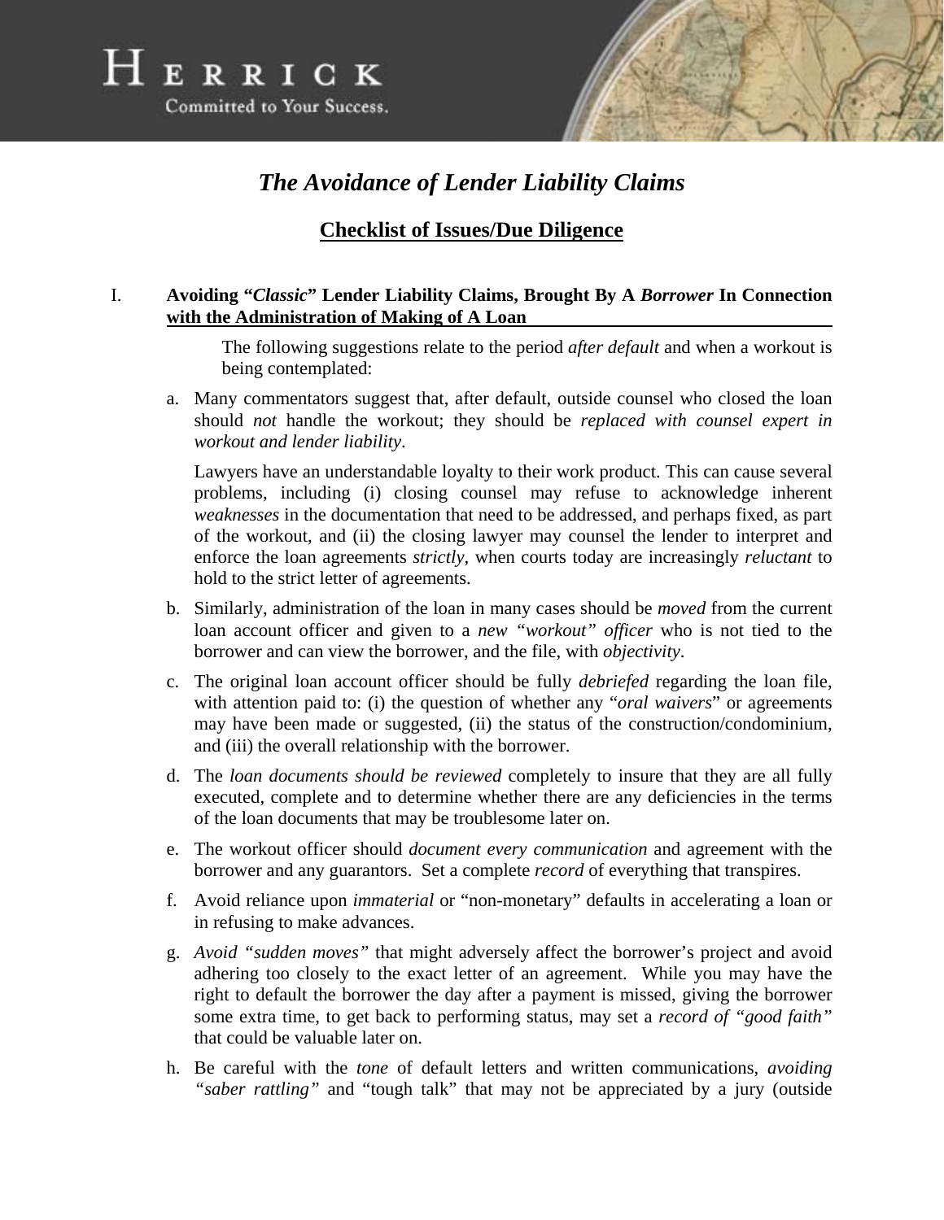HERRICK

Committed to Your Success.

# *The Avoidance of Lender Liability Claims*

## Checklist of Issues/Due Diligence

### I. Avoiding "*Classic*" Lender Liability Claims, Brought By A *Borrower* In Connection with the Administration of Making of A Loan

The following suggestions relate to the period *after default* and when a workout is being contemplated:

a. Many commentators suggest that, after default, outside counsel who closed the loan should *not* handle the workout; they should be *replaced with counsel expert in workout and lender liability*.

   Lawyers have an understandable loyalty to their work product. This can cause several problems, including (i) closing counsel may refuse to acknowledge inherent *weaknesses* in the documentation that need to be addressed, and perhaps fixed, as part of the workout, and (ii) the closing lawyer may counsel the lender to interpret and enforce the loan agreements *strictly*, when courts today are increasingly *reluctant* to hold to the strict letter of agreements.

b. Similarly, administration of the loan in many cases should be *moved* from the current loan account officer and given to a *new "workout" officer* who is not tied to the borrower and can view the borrower, and the file, with *objectivity*.

c. The original loan account officer should be fully *debriefed* regarding the loan file, with attention paid to: (i) the question of whether any "*oral waivers*" or agreements may have been made or suggested, (ii) the status of the construction/condominium, and (iii) the overall relationship with the borrower.

d. The *loan documents should be reviewed* completely to insure that they are all fully executed, complete and to determine whether there are any deficiencies in the terms of the loan documents that may be troublesome later on.

e. The workout officer should *document every communication* and agreement with the borrower and any guarantors. Set a complete *record* of everything that transpires.

f. Avoid reliance upon *immaterial* or "non-monetary" defaults in accelerating a loan or in refusing to make advances.

g. *Avoid "sudden moves"* that might adversely affect the borrower's project and avoid adhering too closely to the exact letter of an agreement. While you may have the right to default the borrower the day after a payment is missed, giving the borrower some extra time, to get back to performing status, may set a *record of "good faith"* that could be valuable later on.

h. Be careful with the *tone* of default letters and written communications, *avoiding "saber rattling"* and "tough talk" that may not be appreciated by a jury (outside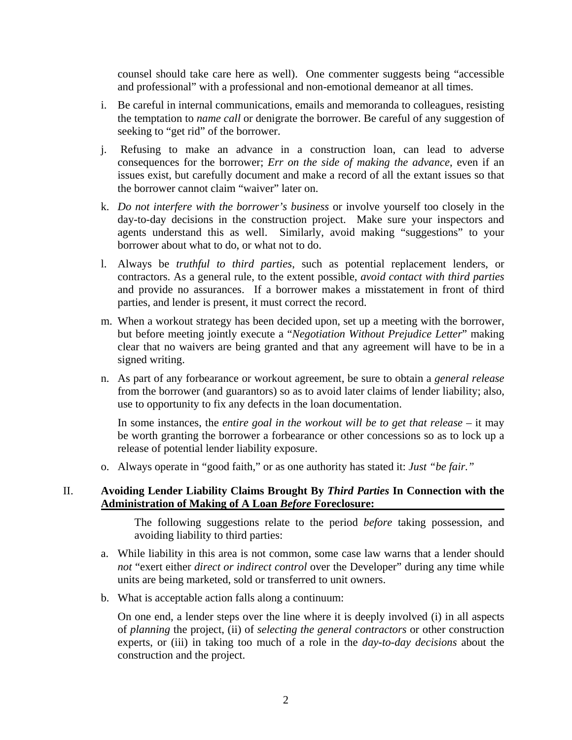counsel should take care here as well). One commenter suggests being "accessible and professional" with a professional and non-emotional demeanor at all times.

i. Be careful in internal communications, emails and memoranda to colleagues, resisting the temptation to *name call* or denigrate the borrower. Be careful of any suggestion of seeking to "get rid" of the borrower.

j. Refusing to make an advance in a construction loan, can lead to adverse consequences for the borrower; *Err on the side of making the advance*, even if an issues exist, but carefully document and make a record of all the extant issues so that the borrower cannot claim "waiver" later on.

k. *Do not interfere with the borrower's business* or involve yourself too closely in the day-to-day decisions in the construction project. Make sure your inspectors and agents understand this as well. Similarly, avoid making "suggestions" to your borrower about what to do, or what not to do.

l. Always be *truthful to third parties*, such as potential replacement lenders, or contractors. As a general rule, to the extent possible, *avoid contact with third parties* and provide no assurances. If a borrower makes a misstatement in front of third parties, and lender is present, it must correct the record.

m. When a workout strategy has been decided upon, set up a meeting with the borrower, but before meeting jointly execute a "*Negotiation Without Prejudice Letter*" making clear that no waivers are being granted and that any agreement will have to be in a signed writing.

n. As part of any forbearance or workout agreement, be sure to obtain a *general release* from the borrower (and guarantors) so as to avoid later claims of lender liability; also, use to opportunity to fix any defects in the loan documentation.

   In some instances, the *entire goal in the workout will be to get that release* – it may be worth granting the borrower a forbearance or other concessions so as to lock up a release of potential lender liability exposure.

o. Always operate in "good faith," or as one authority has stated it: *Just "be fair."*

## II. Avoiding Lender Liability Claims Brought By *Third Parties* In Connection with the Administration of Making of A Loan *Before* Foreclosure:

The following suggestions relate to the period *before* taking possession, and avoiding liability to third parties:

a. While liability in this area is not common, some case law warns that a lender should *not* "exert either *direct or indirect control* over the Developer" during any time while units are being marketed, sold or transferred to unit owners.

b. What is acceptable action falls along a continuum:

   On one end, a lender steps over the line where it is deeply involved (i) in all aspects of *planning* the project, (ii) of *selecting the general contractors* or other construction experts, or (iii) in taking too much of a role in the *day-to-day decisions* about the construction and the project.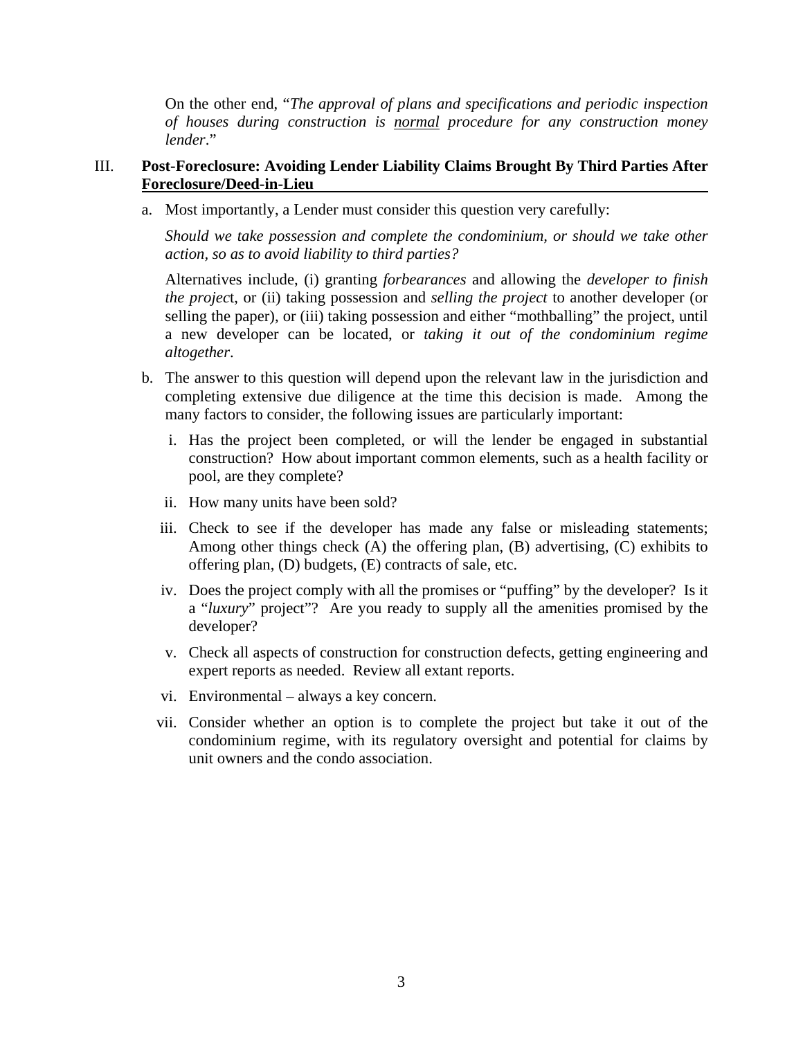On the other end, "*The approval of plans and specifications and periodic inspection of houses during construction is* <u>*normal*</u> *procedure for any construction money lender*."

## III. **<u>Post-Foreclosure: Avoiding Lender Liability Claims Brought By Third Parties After Foreclosure/Deed-in-Lieu</u>**

a. Most importantly, a Lender must consider this question very carefully:

   *Should we take possession and complete the condominium, or should we take other action, so as to avoid liability to third parties?*

   Alternatives include, (i) granting *forbearances* and allowing the *developer to finish the project*, or (ii) taking possession and *selling the project* to another developer (or selling the paper), or (iii) taking possession and either "mothballing" the project, until a new developer can be located, or *taking it out of the condominium regime altogether*.

b. The answer to this question will depend upon the relevant law in the jurisdiction and completing extensive due diligence at the time this decision is made. Among the many factors to consider, the following issues are particularly important:

   i. Has the project been completed, or will the lender be engaged in substantial construction? How about important common elements, such as a health facility or pool, are they complete?

   ii. How many units have been sold?

   iii. Check to see if the developer has made any false or misleading statements; Among other things check (A) the offering plan, (B) advertising, (C) exhibits to offering plan, (D) budgets, (E) contracts of sale, etc.

   iv. Does the project comply with all the promises or "puffing" by the developer? Is it a "*luxury*" project"? Are you ready to supply all the amenities promised by the developer?

   v. Check all aspects of construction for construction defects, getting engineering and expert reports as needed. Review all extant reports.

   vi. Environmental – always a key concern.

   vii. Consider whether an option is to complete the project but take it out of the condominium regime, with its regulatory oversight and potential for claims by unit owners and the condo association.